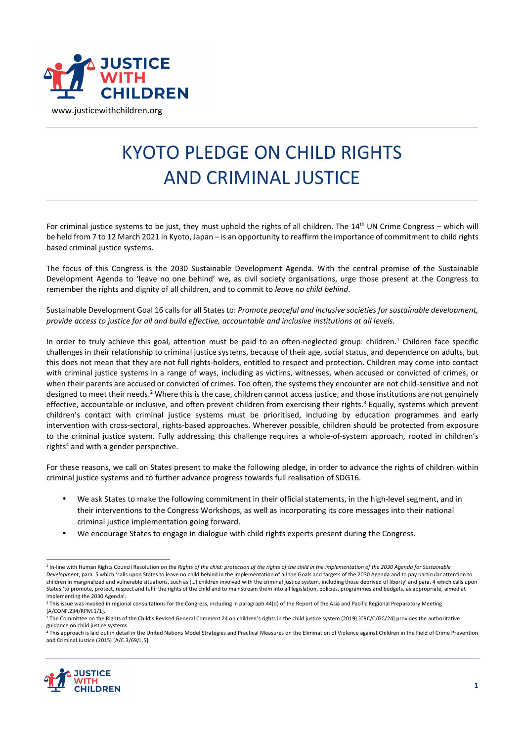JUSTICE WITH CHILDREN

www.justicewithchildren.org

# KYOTO PLEDGE ON CHILD RIGHTS AND CRIMINAL JUSTICE

For criminal justice systems to be just, they must uphold the rights of all children. The 14th UN Crime Congress – which will be held from 7 to 12 March 2021 in Kyoto, Japan – is an opportunity to reaffirm the importance of commitment to child rights based criminal justice systems.

The focus of this Congress is the 2030 Sustainable Development Agenda. With the central promise of the Sustainable Development Agenda to 'leave no one behind' we, as civil society organisations, urge those present at the Congress to remember the rights and dignity of all children, and to commit to *leave no child behind*.

Sustainable Development Goal 16 calls for all States to: *Promote peaceful and inclusive societies for sustainable development, provide access to justice for all and build effective, accountable and inclusive institutions at all levels.*

In order to truly achieve this goal, attention must be paid to an often-neglected group: children.[1] Children face specific challenges in their relationship to criminal justice systems, because of their age, social status, and dependence on adults, but this does not mean that they are not full rights-holders, entitled to respect and protection. Children may come into contact with criminal justice systems in a range of ways, including as victims, witnesses, when accused or convicted of crimes, or when their parents are accused or convicted of crimes. Too often, the systems they encounter are not child-sensitive and not designed to meet their needs.[2] Where this is the case, children cannot access justice, and those institutions are not genuinely effective, accountable or inclusive, and often prevent children from exercising their rights.[3] Equally, systems which prevent children's contact with criminal justice systems must be prioritised, including by education programmes and early intervention with cross-sectoral, rights-based approaches. Wherever possible, children should be protected from exposure to the criminal justice system. Fully addressing this challenge requires a whole-of-system approach, rooted in children's rights[4] and with a gender perspective.

For these reasons, we call on States present to make the following pledge, in order to advance the rights of children within criminal justice systems and to further advance progress towards full realisation of SDG16.

- We ask States to make the following commitment in their official statements, in the high-level segment, and in their interventions to the Congress Workshops, as well as incorporating its core messages into their national criminal justice implementation going forward.
- We encourage States to engage in dialogue with child rights experts present during the Congress.

---

[1] In-line with Human Rights Council Resolution on the *Rights of the child: protection of the rights of the child in the implementation of the 2030 Agenda for Sustainable Development*, para. 5 which 'calls upon States to leave no child behind in the implementation of all the Goals and targets of the 2030 Agenda and to pay particular attention to children in marginalized and vulnerable situations, such as (…) children involved with the criminal justice system, including those deprived of liberty' and para. 4 which calls upon States 'to promote, protect, respect and fulfil the rights of the child and to mainstream them into all legislation, policies, programmes and budgets, as appropriate, aimed at implementing the 2030 Agenda'.

[2] This issue was invoked in regional consultations for the Congress, including in paragraph 44(d) of the Report of the Asia and Pacific Regional Preparatory Meeting [A/CONF.234/RPM.1/1].

[3] The Committee on the Rights of the Child's Revised General Comment 24 on children's rights in the child justice system (2019) [CRC/C/GC/24] provides the authoritative guidance on child justice systems.

[4] This approach is laid out in detail in the United Nations Model Strategies and Practical Measures on the Elimination of Violence against Children in the Field of Crime Prevention and Criminal Justice (2015) [A/C.3/69/L.5].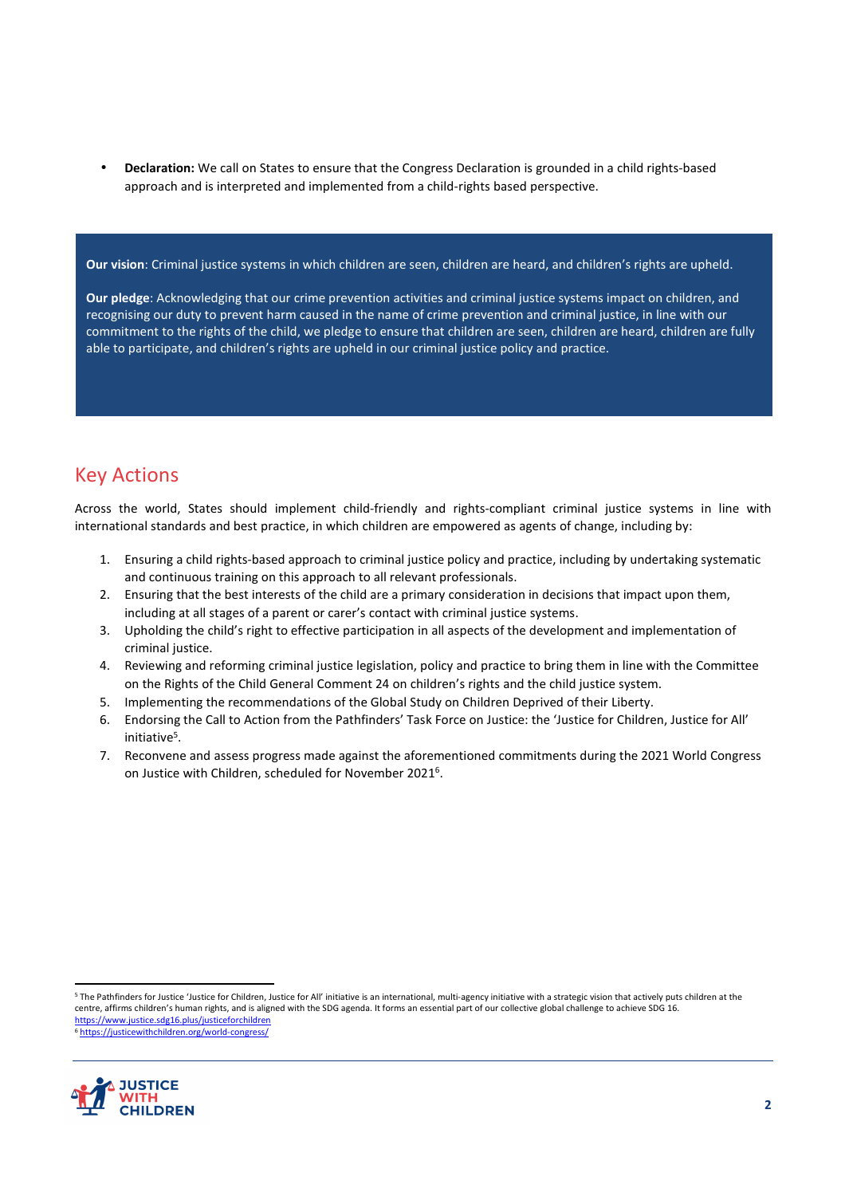- **Declaration:** We call on States to ensure that the Congress Declaration is grounded in a child rights-based approach and is interpreted and implemented from a child-rights based perspective.

**Our vision**: Criminal justice systems in which children are seen, children are heard, and children's rights are upheld.

**Our pledge**: Acknowledging that our crime prevention activities and criminal justice systems impact on children, and recognising our duty to prevent harm caused in the name of crime prevention and criminal justice, in line with our commitment to the rights of the child, we pledge to ensure that children are seen, children are heard, children are fully able to participate, and children's rights are upheld in our criminal justice policy and practice.

## Key Actions

Across the world, States should implement child-friendly and rights-compliant criminal justice systems in line with international standards and best practice, in which children are empowered as agents of change, including by:

1. Ensuring a child rights-based approach to criminal justice policy and practice, including by undertaking systematic and continuous training on this approach to all relevant professionals.
2. Ensuring that the best interests of the child are a primary consideration in decisions that impact upon them, including at all stages of a parent or carer's contact with criminal justice systems.
3. Upholding the child's right to effective participation in all aspects of the development and implementation of criminal justice.
4. Reviewing and reforming criminal justice legislation, policy and practice to bring them in line with the Committee on the Rights of the Child General Comment 24 on children's rights and the child justice system.
5. Implementing the recommendations of the Global Study on Children Deprived of their Liberty.
6. Endorsing the Call to Action from the Pathfinders' Task Force on Justice: the 'Justice for Children, Justice for All' initiative[5].
7. Reconvene and assess progress made against the aforementioned commitments during the 2021 World Congress on Justice with Children, scheduled for November 2021[6].

[5] The Pathfinders for Justice 'Justice for Children, Justice for All' initiative is an international, multi-agency initiative with a strategic vision that actively puts children at the centre, affirms children's human rights, and is aligned with the SDG agenda. It forms an essential part of our collective global challenge to achieve SDG 16. https://www.justice.sdg16.plus/justiceforchildren

[6] https://justicewithchildren.org/world-congress/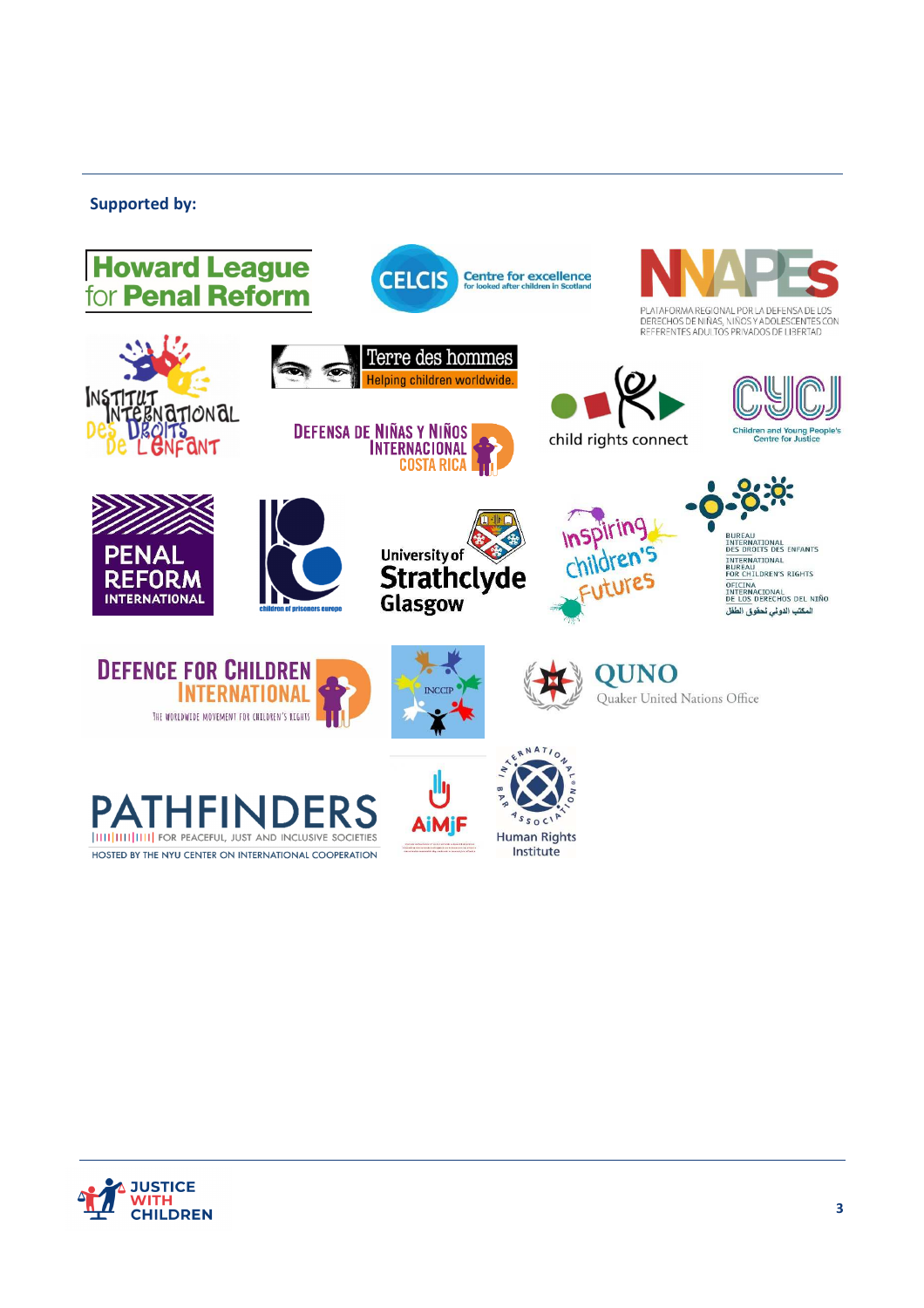**Supported by:**

Howard League for Penal Reform

CELCIS Centre for excellence for looked after children in Scotland

NNAPEs PLATAFORMA REGIONAL POR LA DEFENSA DE LOS DERECHOS DE NIÑAS, NIÑOS Y ADOLESCENTES CON REFERENTES ADULTOS PRIVADOS DE LIBERTAD

Institut International des Droits de l'Enfant

Terre des hommes Helping children worldwide.

Defensa de Niñas y Niños Internacional Costa Rica

child rights connect

CYCJ Children and Young People's Centre for Justice

Penal Reform International

children of prisoners europe

University of Strathclyde Glasgow

Inspiring children's futures

BUREAU INTERNATIONAL DES DROITS DES ENFANTS
INTERNATIONAL BUREAU FOR CHILDREN'S RIGHTS
OFICINA INTERNACIONAL DE LOS DERECHOS DEL NIÑO
المكتب الدولي لحقوق الطفل

Defence for Children International The worldwide movement for children's rights

INCCIP

QUNO Quaker United Nations Office

PATHFINDERS FOR PEACEFUL, JUST AND INCLUSIVE SOCIETIES
HOSTED BY THE NYU CENTER ON INTERNATIONAL COOPERATION

AIMJF

International Bar Association Human Rights Institute